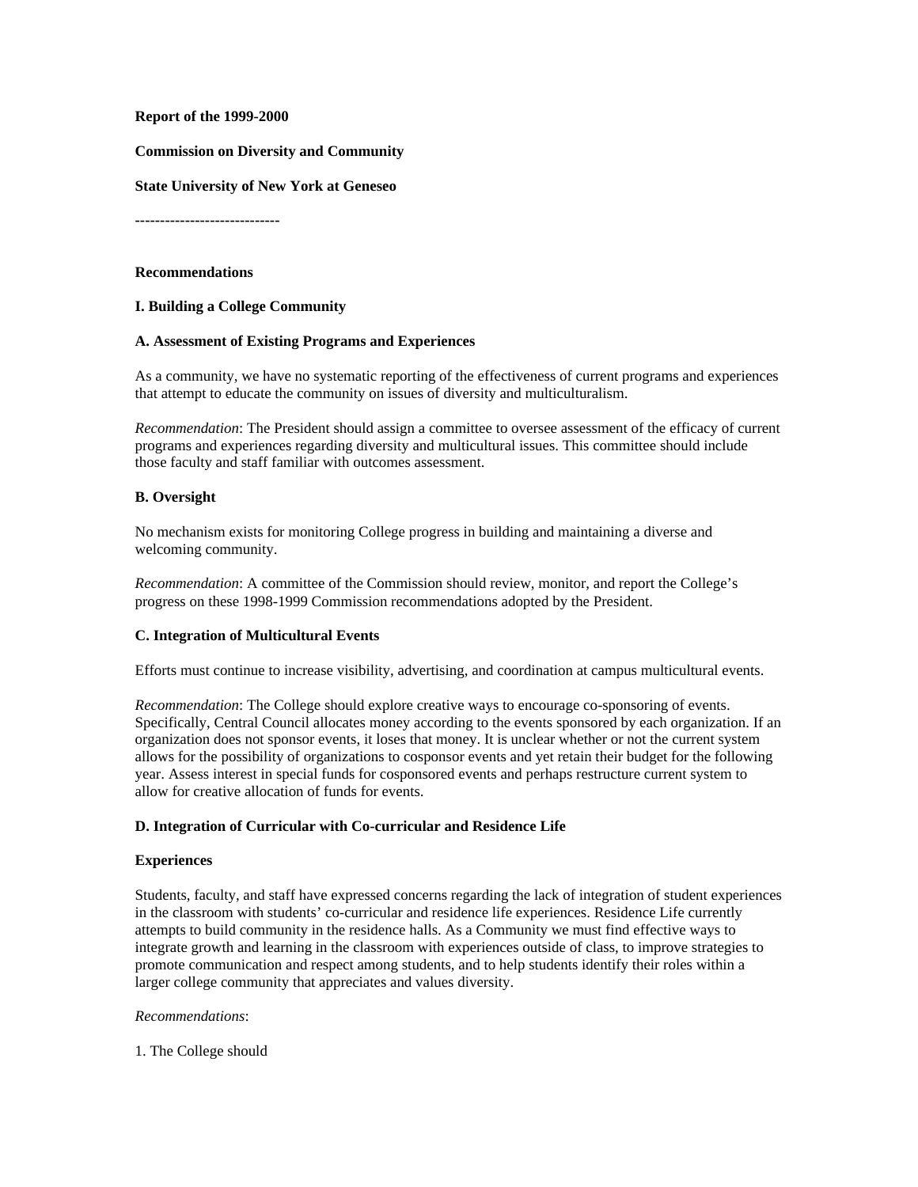**Report of the 1999-2000**

**Commission on Diversity and Community**

**State University of New York at Geneseo**

-----------------------------

**Recommendations**

## I. Building a College Community

### A. Assessment of Existing Programs and Experiences

As a community, we have no systematic reporting of the effectiveness of current programs and experiences that attempt to educate the community on issues of diversity and multiculturalism.

*Recommendation*: The President should assign a committee to oversee assessment of the efficacy of current programs and experiences regarding diversity and multicultural issues. This committee should include those faculty and staff familiar with outcomes assessment.

### B. Oversight

No mechanism exists for monitoring College progress in building and maintaining a diverse and welcoming community.

*Recommendation*: A committee of the Commission should review, monitor, and report the College's progress on these 1998-1999 Commission recommendations adopted by the President.

### C. Integration of Multicultural Events

Efforts must continue to increase visibility, advertising, and coordination at campus multicultural events.

*Recommendation*: The College should explore creative ways to encourage co-sponsoring of events. Specifically, Central Council allocates money according to the events sponsored by each organization. If an organization does not sponsor events, it loses that money. It is unclear whether or not the current system allows for the possibility of organizations to cosponsor events and yet retain their budget for the following year. Assess interest in special funds for cosponsored events and perhaps restructure current system to allow for creative allocation of funds for events.

### D. Integration of Curricular with Co-curricular and Residence Life

**Experiences**

Students, faculty, and staff have expressed concerns regarding the lack of integration of student experiences in the classroom with students' co-curricular and residence life experiences. Residence Life currently attempts to build community in the residence halls. As a Community we must find effective ways to integrate growth and learning in the classroom with experiences outside of class, to improve strategies to promote communication and respect among students, and to help students identify their roles within a larger college community that appreciates and values diversity.

*Recommendations*:

1. The College should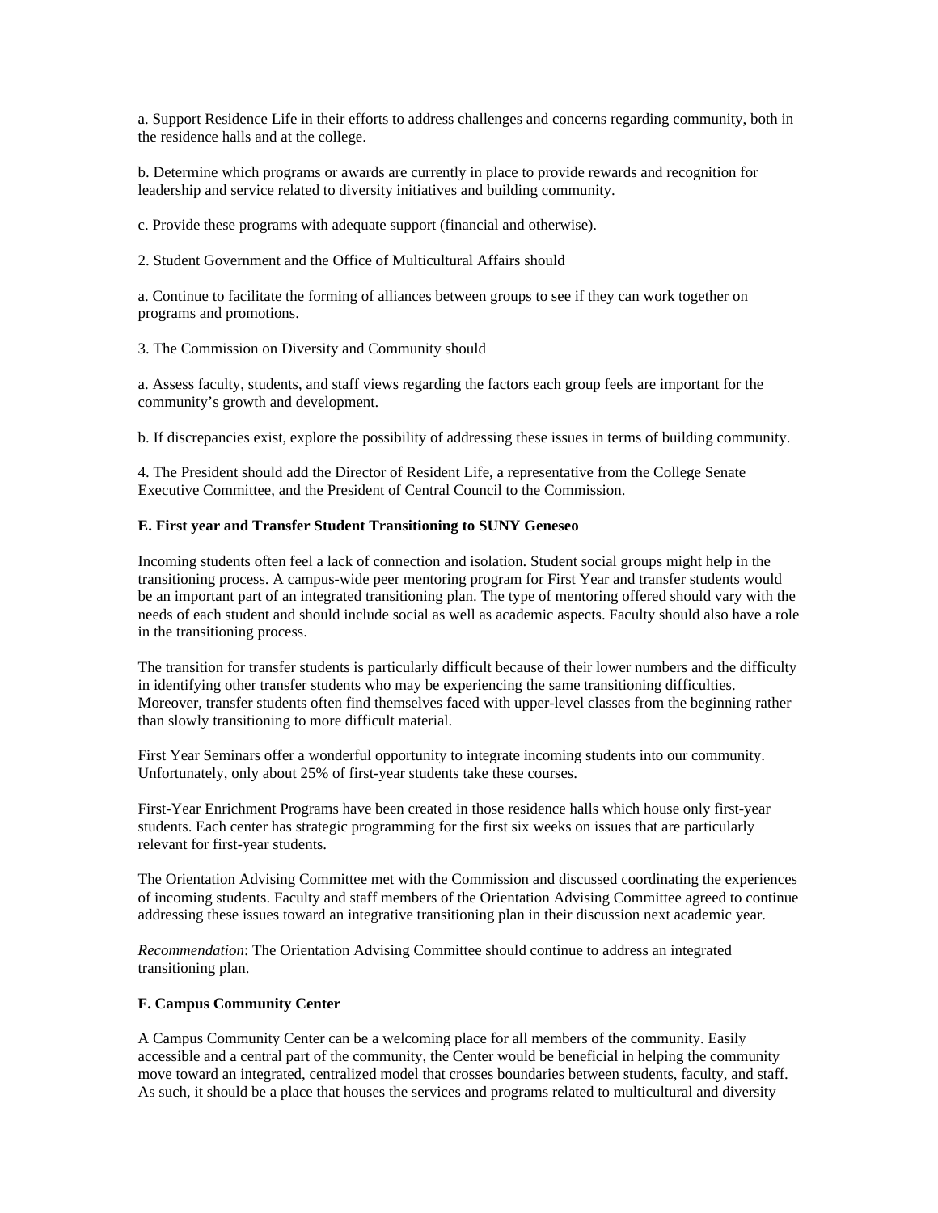a. Support Residence Life in their efforts to address challenges and concerns regarding community, both in the residence halls and at the college.

b. Determine which programs or awards are currently in place to provide rewards and recognition for leadership and service related to diversity initiatives and building community.

c. Provide these programs with adequate support (financial and otherwise).

2. Student Government and the Office of Multicultural Affairs should

a. Continue to facilitate the forming of alliances between groups to see if they can work together on programs and promotions.

3. The Commission on Diversity and Community should

a. Assess faculty, students, and staff views regarding the factors each group feels are important for the community's growth and development.

b. If discrepancies exist, explore the possibility of addressing these issues in terms of building community.

4. The President should add the Director of Resident Life, a representative from the College Senate Executive Committee, and the President of Central Council to the Commission.

**E. First year and Transfer Student Transitioning to SUNY Geneseo**

Incoming students often feel a lack of connection and isolation. Student social groups might help in the transitioning process. A campus-wide peer mentoring program for First Year and transfer students would be an important part of an integrated transitioning plan. The type of mentoring offered should vary with the needs of each student and should include social as well as academic aspects. Faculty should also have a role in the transitioning process.

The transition for transfer students is particularly difficult because of their lower numbers and the difficulty in identifying other transfer students who may be experiencing the same transitioning difficulties. Moreover, transfer students often find themselves faced with upper-level classes from the beginning rather than slowly transitioning to more difficult material.

First Year Seminars offer a wonderful opportunity to integrate incoming students into our community. Unfortunately, only about 25% of first-year students take these courses.

First-Year Enrichment Programs have been created in those residence halls which house only first-year students. Each center has strategic programming for the first six weeks on issues that are particularly relevant for first-year students.

The Orientation Advising Committee met with the Commission and discussed coordinating the experiences of incoming students. Faculty and staff members of the Orientation Advising Committee agreed to continue addressing these issues toward an integrative transitioning plan in their discussion next academic year.

*Recommendation*: The Orientation Advising Committee should continue to address an integrated transitioning plan.

**F. Campus Community Center**

A Campus Community Center can be a welcoming place for all members of the community. Easily accessible and a central part of the community, the Center would be beneficial in helping the community move toward an integrated, centralized model that crosses boundaries between students, faculty, and staff. As such, it should be a place that houses the services and programs related to multicultural and diversity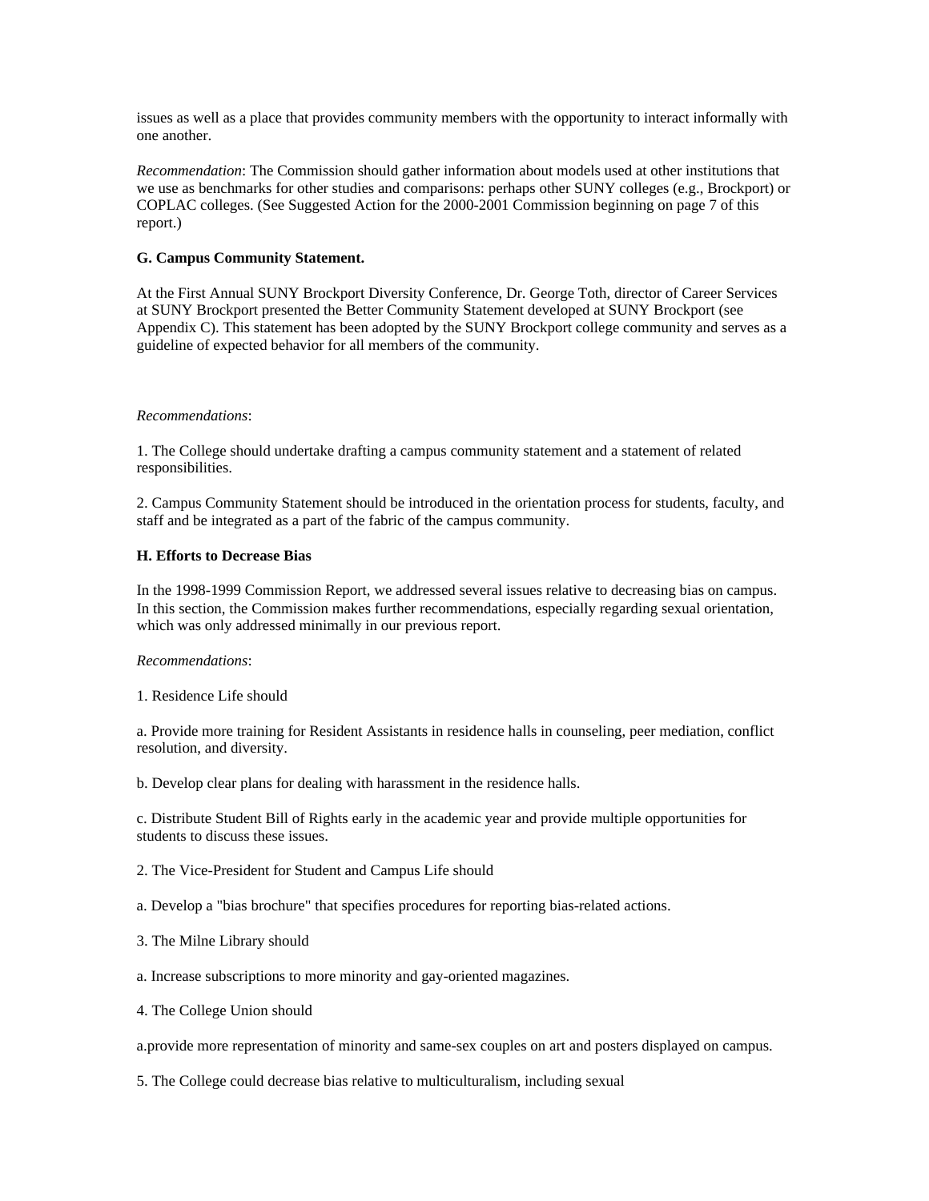issues as well as a place that provides community members with the opportunity to interact informally with one another.

*Recommendation*: The Commission should gather information about models used at other institutions that we use as benchmarks for other studies and comparisons: perhaps other SUNY colleges (e.g., Brockport) or COPLAC colleges. (See Suggested Action for the 2000-2001 Commission beginning on page 7 of this report.)

**G. Campus Community Statement.**

At the First Annual SUNY Brockport Diversity Conference, Dr. George Toth, director of Career Services at SUNY Brockport presented the Better Community Statement developed at SUNY Brockport (see Appendix C). This statement has been adopted by the SUNY Brockport college community and serves as a guideline of expected behavior for all members of the community.

*Recommendations*:

1. The College should undertake drafting a campus community statement and a statement of related responsibilities.

2. Campus Community Statement should be introduced in the orientation process for students, faculty, and staff and be integrated as a part of the fabric of the campus community.

**H. Efforts to Decrease Bias**

In the 1998-1999 Commission Report, we addressed several issues relative to decreasing bias on campus. In this section, the Commission makes further recommendations, especially regarding sexual orientation, which was only addressed minimally in our previous report.

*Recommendations*:

1. Residence Life should

a. Provide more training for Resident Assistants in residence halls in counseling, peer mediation, conflict resolution, and diversity.

b. Develop clear plans for dealing with harassment in the residence halls.

c. Distribute Student Bill of Rights early in the academic year and provide multiple opportunities for students to discuss these issues.

2. The Vice-President for Student and Campus Life should

a. Develop a "bias brochure" that specifies procedures for reporting bias-related actions.

3. The Milne Library should

a. Increase subscriptions to more minority and gay-oriented magazines.

4. The College Union should

a.provide more representation of minority and same-sex couples on art and posters displayed on campus.

5. The College could decrease bias relative to multiculturalism, including sexual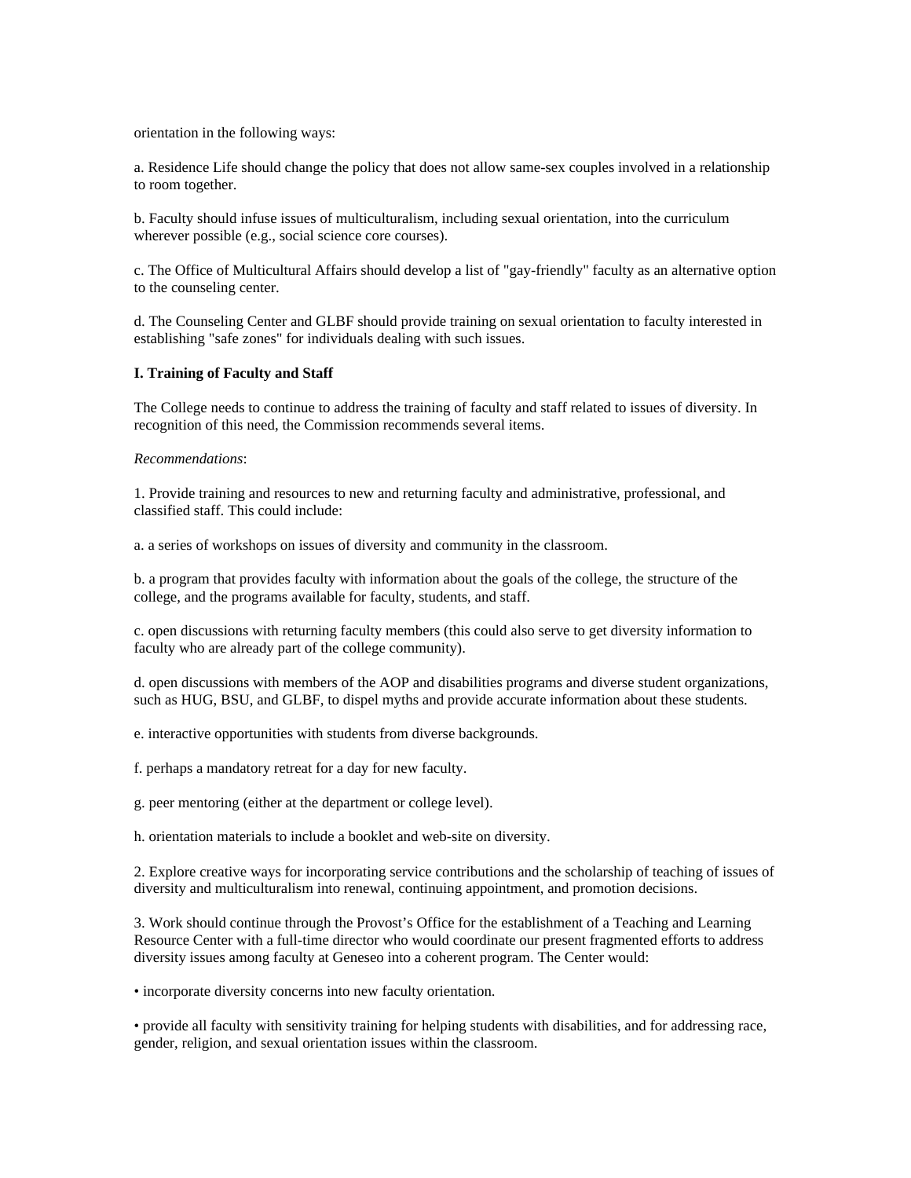orientation in the following ways:

a. Residence Life should change the policy that does not allow same-sex couples involved in a relationship to room together.

b. Faculty should infuse issues of multiculturalism, including sexual orientation, into the curriculum wherever possible (e.g., social science core courses).

c. The Office of Multicultural Affairs should develop a list of "gay-friendly" faculty as an alternative option to the counseling center.

d. The Counseling Center and GLBF should provide training on sexual orientation to faculty interested in establishing "safe zones" for individuals dealing with such issues.

**I. Training of Faculty and Staff**

The College needs to continue to address the training of faculty and staff related to issues of diversity. In recognition of this need, the Commission recommends several items.

*Recommendations*:

1. Provide training and resources to new and returning faculty and administrative, professional, and classified staff. This could include:

a. a series of workshops on issues of diversity and community in the classroom.

b. a program that provides faculty with information about the goals of the college, the structure of the college, and the programs available for faculty, students, and staff.

c. open discussions with returning faculty members (this could also serve to get diversity information to faculty who are already part of the college community).

d. open discussions with members of the AOP and disabilities programs and diverse student organizations, such as HUG, BSU, and GLBF, to dispel myths and provide accurate information about these students.

e. interactive opportunities with students from diverse backgrounds.

f. perhaps a mandatory retreat for a day for new faculty.

g. peer mentoring (either at the department or college level).

h. orientation materials to include a booklet and web-site on diversity.

2. Explore creative ways for incorporating service contributions and the scholarship of teaching of issues of diversity and multiculturalism into renewal, continuing appointment, and promotion decisions.

3. Work should continue through the Provost's Office for the establishment of a Teaching and Learning Resource Center with a full-time director who would coordinate our present fragmented efforts to address diversity issues among faculty at Geneseo into a coherent program. The Center would:

- incorporate diversity concerns into new faculty orientation.

- provide all faculty with sensitivity training for helping students with disabilities, and for addressing race, gender, religion, and sexual orientation issues within the classroom.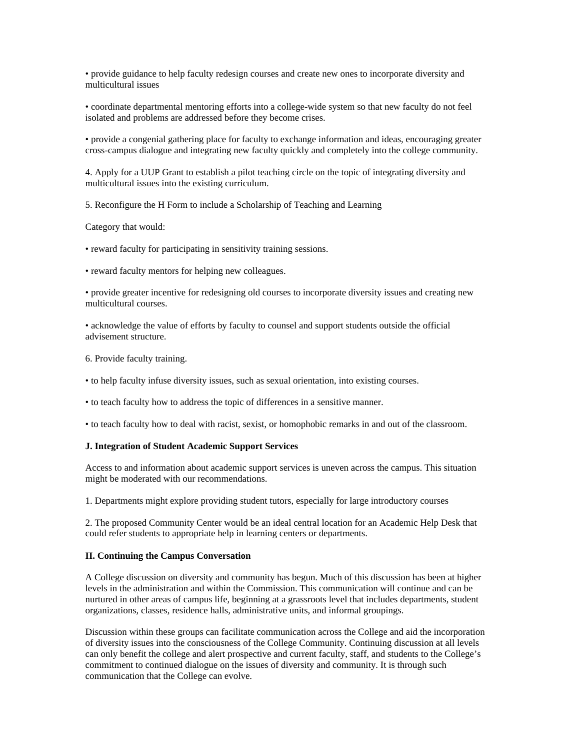• provide guidance to help faculty redesign courses and create new ones to incorporate diversity and multicultural issues

• coordinate departmental mentoring efforts into a college-wide system so that new faculty do not feel isolated and problems are addressed before they become crises.

• provide a congenial gathering place for faculty to exchange information and ideas, encouraging greater cross-campus dialogue and integrating new faculty quickly and completely into the college community.

4. Apply for a UUP Grant to establish a pilot teaching circle on the topic of integrating diversity and multicultural issues into the existing curriculum.

5. Reconfigure the H Form to include a Scholarship of Teaching and Learning

Category that would:

• reward faculty for participating in sensitivity training sessions.

• reward faculty mentors for helping new colleagues.

• provide greater incentive for redesigning old courses to incorporate diversity issues and creating new multicultural courses.

• acknowledge the value of efforts by faculty to counsel and support students outside the official advisement structure.

6. Provide faculty training.

• to help faculty infuse diversity issues, such as sexual orientation, into existing courses.

• to teach faculty how to address the topic of differences in a sensitive manner.

• to teach faculty how to deal with racist, sexist, or homophobic remarks in and out of the classroom.

**J. Integration of Student Academic Support Services**

Access to and information about academic support services is uneven across the campus. This situation might be moderated with our recommendations.

1. Departments might explore providing student tutors, especially for large introductory courses

2. The proposed Community Center would be an ideal central location for an Academic Help Desk that could refer students to appropriate help in learning centers or departments.

**II. Continuing the Campus Conversation**

A College discussion on diversity and community has begun. Much of this discussion has been at higher levels in the administration and within the Commission. This communication will continue and can be nurtured in other areas of campus life, beginning at a grassroots level that includes departments, student organizations, classes, residence halls, administrative units, and informal groupings.

Discussion within these groups can facilitate communication across the College and aid the incorporation of diversity issues into the consciousness of the College Community. Continuing discussion at all levels can only benefit the college and alert prospective and current faculty, staff, and students to the College's commitment to continued dialogue on the issues of diversity and community. It is through such communication that the College can evolve.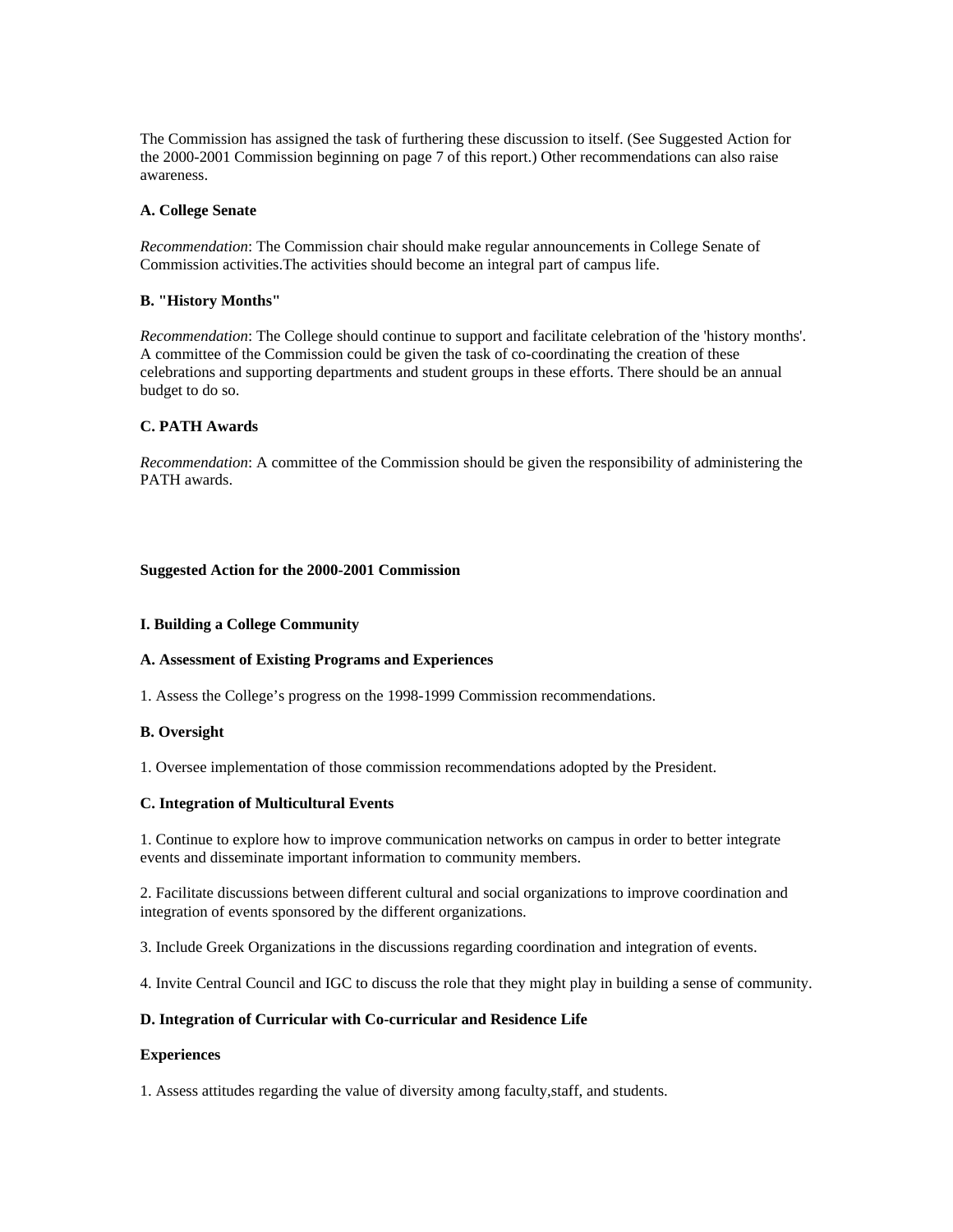The Commission has assigned the task of furthering these discussion to itself. (See Suggested Action for the 2000-2001 Commission beginning on page 7 of this report.) Other recommendations can also raise awareness.

**A. College Senate**

*Recommendation*: The Commission chair should make regular announcements in College Senate of Commission activities.The activities should become an integral part of campus life.

**B. "History Months"**

*Recommendation*: The College should continue to support and facilitate celebration of the 'history months'. A committee of the Commission could be given the task of co-coordinating the creation of these celebrations and supporting departments and student groups in these efforts. There should be an annual budget to do so.

**C. PATH Awards**

*Recommendation*: A committee of the Commission should be given the responsibility of administering the PATH awards.

## Suggested Action for the 2000-2001 Commission

### I. Building a College Community

**A. Assessment of Existing Programs and Experiences**

1. Assess the College's progress on the 1998-1999 Commission recommendations.

**B. Oversight**

1. Oversee implementation of those commission recommendations adopted by the President.

**C. Integration of Multicultural Events**

1. Continue to explore how to improve communication networks on campus in order to better integrate events and disseminate important information to community members.

2. Facilitate discussions between different cultural and social organizations to improve coordination and integration of events sponsored by the different organizations.

3. Include Greek Organizations in the discussions regarding coordination and integration of events.

4. Invite Central Council and IGC to discuss the role that they might play in building a sense of community.

**D. Integration of Curricular with Co-curricular and Residence Life**

**Experiences**

1. Assess attitudes regarding the value of diversity among faculty,staff, and students.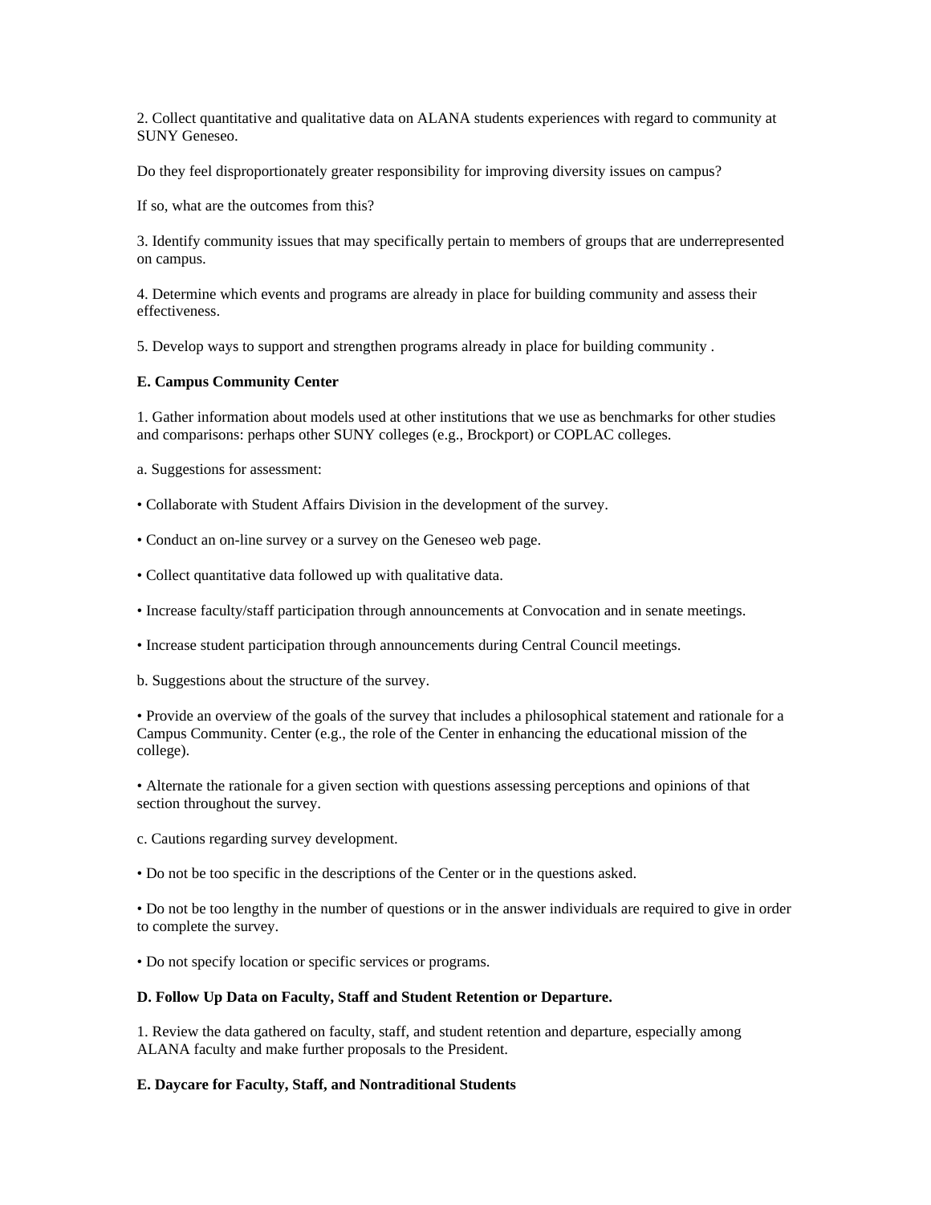2. Collect quantitative and qualitative data on ALANA students experiences with regard to community at SUNY Geneseo.

Do they feel disproportionately greater responsibility for improving diversity issues on campus?

If so, what are the outcomes from this?

3. Identify community issues that may specifically pertain to members of groups that are underrepresented on campus.

4. Determine which events and programs are already in place for building community and assess their effectiveness.

5. Develop ways to support and strengthen programs already in place for building community .

**E. Campus Community Center**

1. Gather information about models used at other institutions that we use as benchmarks for other studies and comparisons: perhaps other SUNY colleges (e.g., Brockport) or COPLAC colleges.

a. Suggestions for assessment:

• Collaborate with Student Affairs Division in the development of the survey.

• Conduct an on-line survey or a survey on the Geneseo web page.

• Collect quantitative data followed up with qualitative data.

• Increase faculty/staff participation through announcements at Convocation and in senate meetings.

• Increase student participation through announcements during Central Council meetings.

b. Suggestions about the structure of the survey.

• Provide an overview of the goals of the survey that includes a philosophical statement and rationale for a Campus Community. Center (e.g., the role of the Center in enhancing the educational mission of the college).

• Alternate the rationale for a given section with questions assessing perceptions and opinions of that section throughout the survey.

c. Cautions regarding survey development.

• Do not be too specific in the descriptions of the Center or in the questions asked.

• Do not be too lengthy in the number of questions or in the answer individuals are required to give in order to complete the survey.

• Do not specify location or specific services or programs.

**D. Follow Up Data on Faculty, Staff and Student Retention or Departure.**

1. Review the data gathered on faculty, staff, and student retention and departure, especially among ALANA faculty and make further proposals to the President.

**E. Daycare for Faculty, Staff, and Nontraditional Students**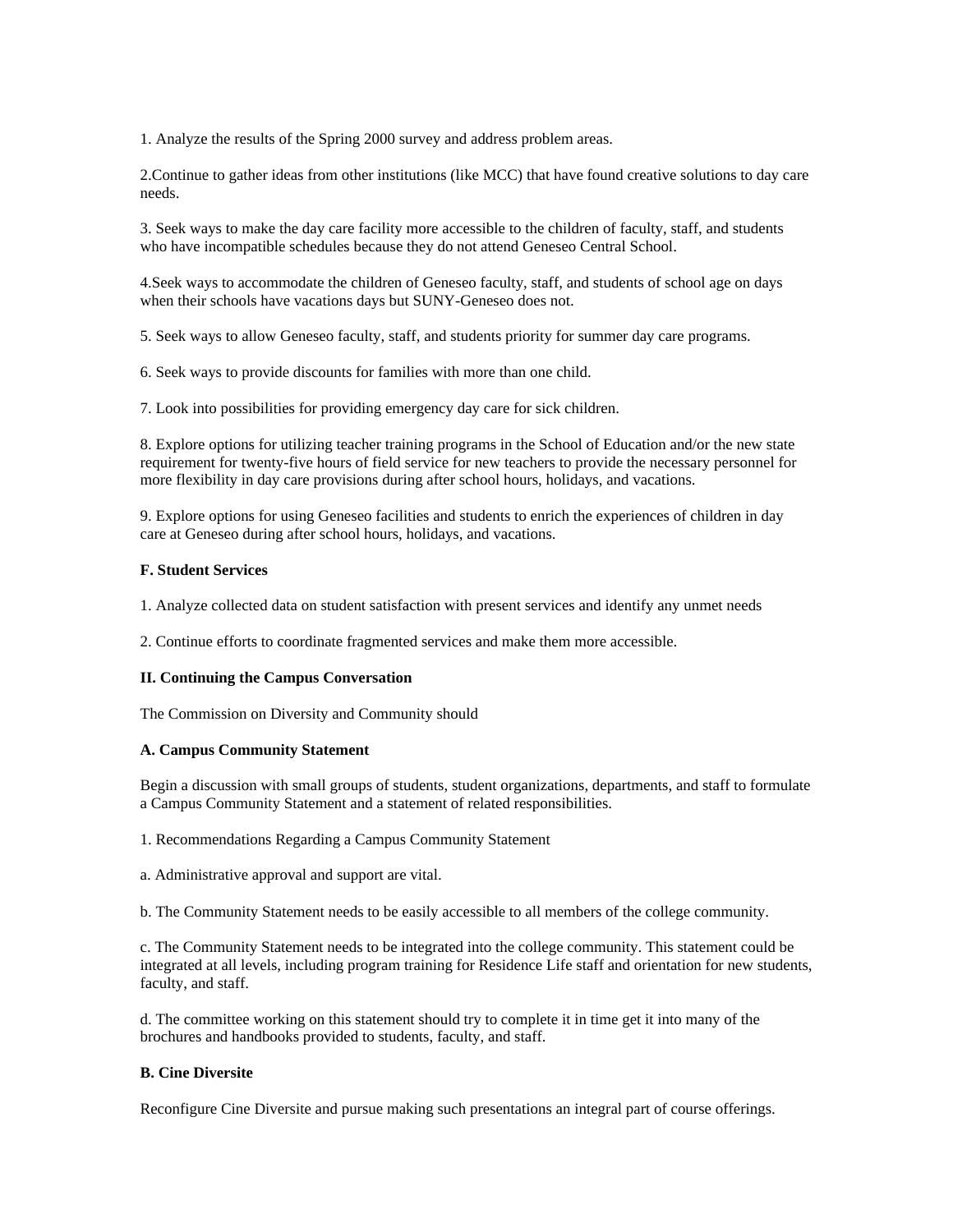1. Analyze the results of the Spring 2000 survey and address problem areas.

2.Continue to gather ideas from other institutions (like MCC) that have found creative solutions to day care needs.

3. Seek ways to make the day care facility more accessible to the children of faculty, staff, and students who have incompatible schedules because they do not attend Geneseo Central School.

4.Seek ways to accommodate the children of Geneseo faculty, staff, and students of school age on days when their schools have vacations days but SUNY-Geneseo does not.

5. Seek ways to allow Geneseo faculty, staff, and students priority for summer day care programs.

6. Seek ways to provide discounts for families with more than one child.

7. Look into possibilities for providing emergency day care for sick children.

8. Explore options for utilizing teacher training programs in the School of Education and/or the new state requirement for twenty-five hours of field service for new teachers to provide the necessary personnel for more flexibility in day care provisions during after school hours, holidays, and vacations.

9. Explore options for using Geneseo facilities and students to enrich the experiences of children in day care at Geneseo during after school hours, holidays, and vacations.

**F. Student Services**

1. Analyze collected data on student satisfaction with present services and identify any unmet needs

2. Continue efforts to coordinate fragmented services and make them more accessible.

**II. Continuing the Campus Conversation**

The Commission on Diversity and Community should

**A. Campus Community Statement**

Begin a discussion with small groups of students, student organizations, departments, and staff to formulate a Campus Community Statement and a statement of related responsibilities.

1. Recommendations Regarding a Campus Community Statement

a. Administrative approval and support are vital.

b. The Community Statement needs to be easily accessible to all members of the college community.

c. The Community Statement needs to be integrated into the college community. This statement could be integrated at all levels, including program training for Residence Life staff and orientation for new students, faculty, and staff.

d. The committee working on this statement should try to complete it in time get it into many of the brochures and handbooks provided to students, faculty, and staff.

**B. Cine Diversite**

Reconfigure Cine Diversite and pursue making such presentations an integral part of course offerings.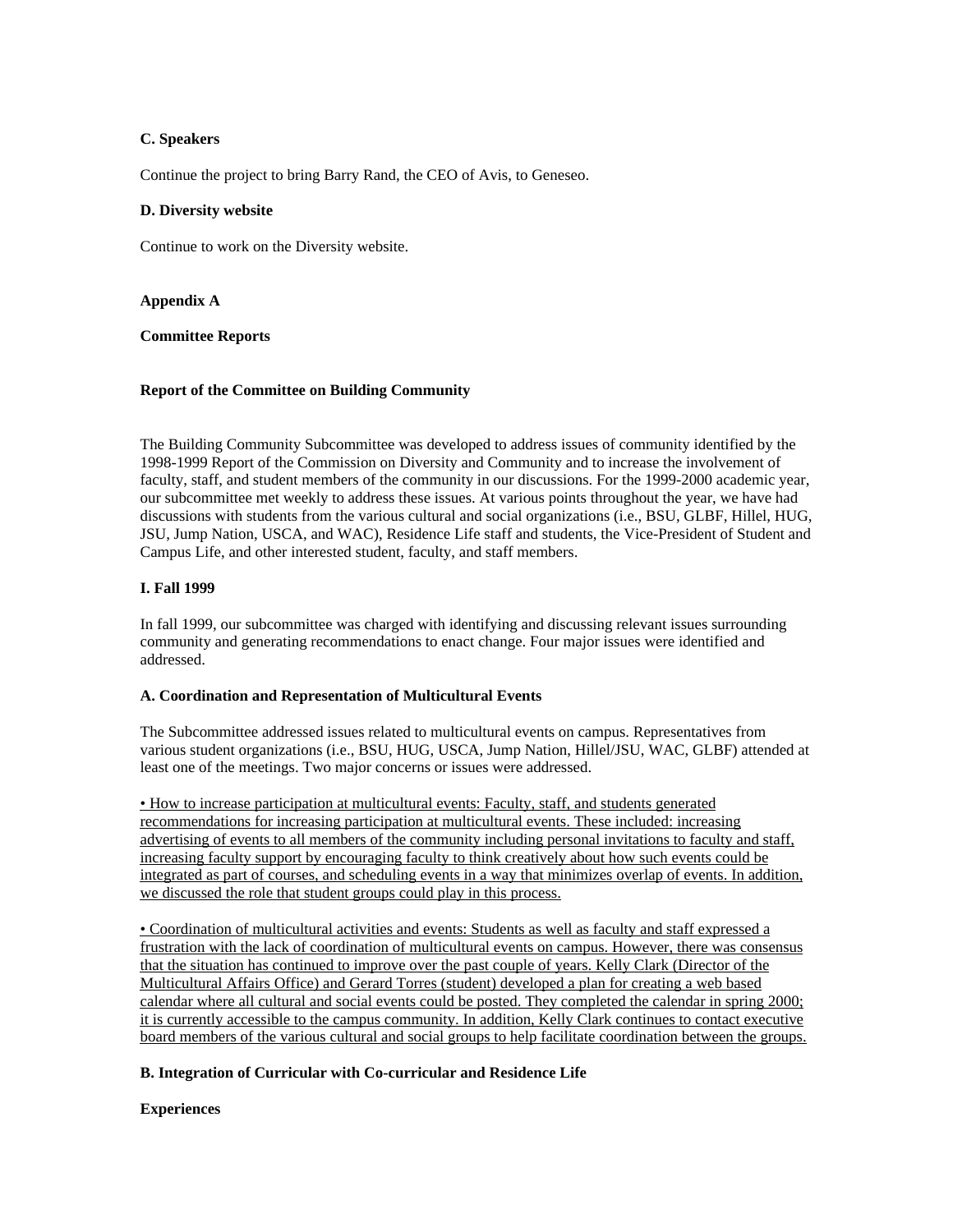**C. Speakers**

Continue the project to bring Barry Rand, the CEO of Avis, to Geneseo.

**D. Diversity website**

Continue to work on the Diversity website.

**Appendix A**

**Committee Reports**

**Report of the Committee on Building Community**

The Building Community Subcommittee was developed to address issues of community identified by the 1998-1999 Report of the Commission on Diversity and Community and to increase the involvement of faculty, staff, and student members of the community in our discussions. For the 1999-2000 academic year, our subcommittee met weekly to address these issues. At various points throughout the year, we have had discussions with students from the various cultural and social organizations (i.e., BSU, GLBF, Hillel, HUG, JSU, Jump Nation, USCA, and WAC), Residence Life staff and students, the Vice-President of Student and Campus Life, and other interested student, faculty, and staff members.

**I. Fall 1999**

In fall 1999, our subcommittee was charged with identifying and discussing relevant issues surrounding community and generating recommendations to enact change. Four major issues were identified and addressed.

**A. Coordination and Representation of Multicultural Events**

The Subcommittee addressed issues related to multicultural events on campus. Representatives from various student organizations (i.e., BSU, HUG, USCA, Jump Nation, Hillel/JSU, WAC, GLBF) attended at least one of the meetings. Two major concerns or issues were addressed.

<u>• How to increase participation at multicultural events: Faculty, staff, and students generated recommendations for increasing participation at multicultural events. These included: increasing advertising of events to all members of the community including personal invitations to faculty and staff, increasing faculty support by encouraging faculty to think creatively about how such events could be integrated as part of courses, and scheduling events in a way that minimizes overlap of events. In addition, we discussed the role that student groups could play in this process.</u>

<u>• Coordination of multicultural activities and events: Students as well as faculty and staff expressed a frustration with the lack of coordination of multicultural events on campus. However, there was consensus that the situation has continued to improve over the past couple of years. Kelly Clark (Director of the Multicultural Affairs Office) and Gerard Torres (student) developed a plan for creating a web based calendar where all cultural and social events could be posted. They completed the calendar in spring 2000; it is currently accessible to the campus community. In addition, Kelly Clark continues to contact executive board members of the various cultural and social groups to help facilitate coordination between the groups.</u>

**B. Integration of Curricular with Co-curricular and Residence Life**

**Experiences**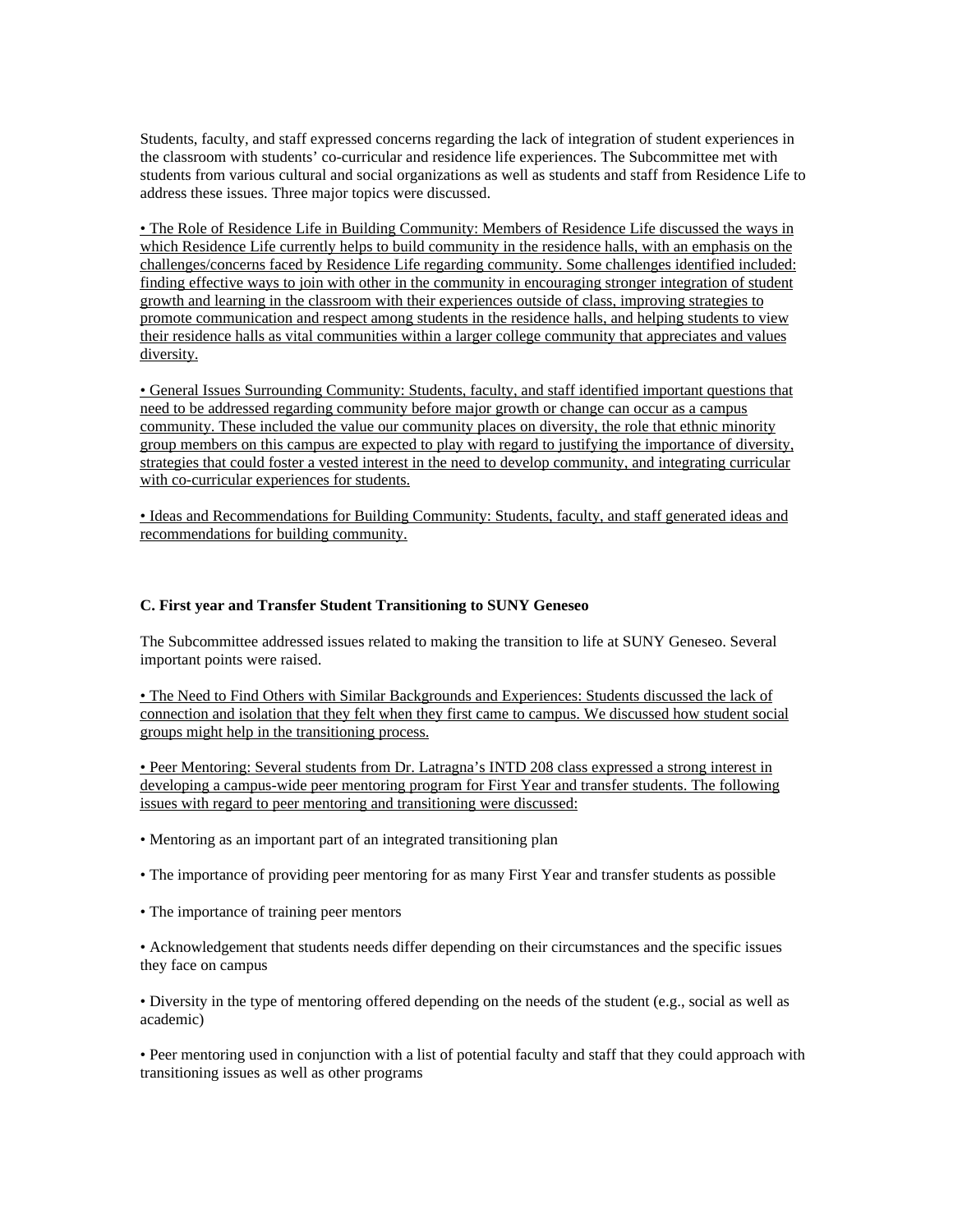Students, faculty, and staff expressed concerns regarding the lack of integration of student experiences in the classroom with students' co-curricular and residence life experiences. The Subcommittee met with students from various cultural and social organizations as well as students and staff from Residence Life to address these issues. Three major topics were discussed.

<u>• The Role of Residence Life in Building Community: Members of Residence Life discussed the ways in which Residence Life currently helps to build community in the residence halls, with an emphasis on the challenges/concerns faced by Residence Life regarding community. Some challenges identified included: finding effective ways to join with other in the community in encouraging stronger integration of student growth and learning in the classroom with their experiences outside of class, improving strategies to promote communication and respect among students in the residence halls, and helping students to view their residence halls as vital communities within a larger college community that appreciates and values diversity.</u>

<u>• General Issues Surrounding Community: Students, faculty, and staff identified important questions that need to be addressed regarding community before major growth or change can occur as a campus community. These included the value our community places on diversity, the role that ethnic minority group members on this campus are expected to play with regard to justifying the importance of diversity, strategies that could foster a vested interest in the need to develop community, and integrating curricular with co-curricular experiences for students.</u>

<u>• Ideas and Recommendations for Building Community: Students, faculty, and staff generated ideas and recommendations for building community.</u>

### C. First year and Transfer Student Transitioning to SUNY Geneseo

The Subcommittee addressed issues related to making the transition to life at SUNY Geneseo. Several important points were raised.

<u>• The Need to Find Others with Similar Backgrounds and Experiences: Students discussed the lack of connection and isolation that they felt when they first came to campus. We discussed how student social groups might help in the transitioning process.</u>

<u>• Peer Mentoring: Several students from Dr. Latragna's INTD 208 class expressed a strong interest in developing a campus-wide peer mentoring program for First Year and transfer students. The following issues with regard to peer mentoring and transitioning were discussed:</u>

• Mentoring as an important part of an integrated transitioning plan

• The importance of providing peer mentoring for as many First Year and transfer students as possible

• The importance of training peer mentors

• Acknowledgement that students needs differ depending on their circumstances and the specific issues they face on campus

• Diversity in the type of mentoring offered depending on the needs of the student (e.g., social as well as academic)

• Peer mentoring used in conjunction with a list of potential faculty and staff that they could approach with transitioning issues as well as other programs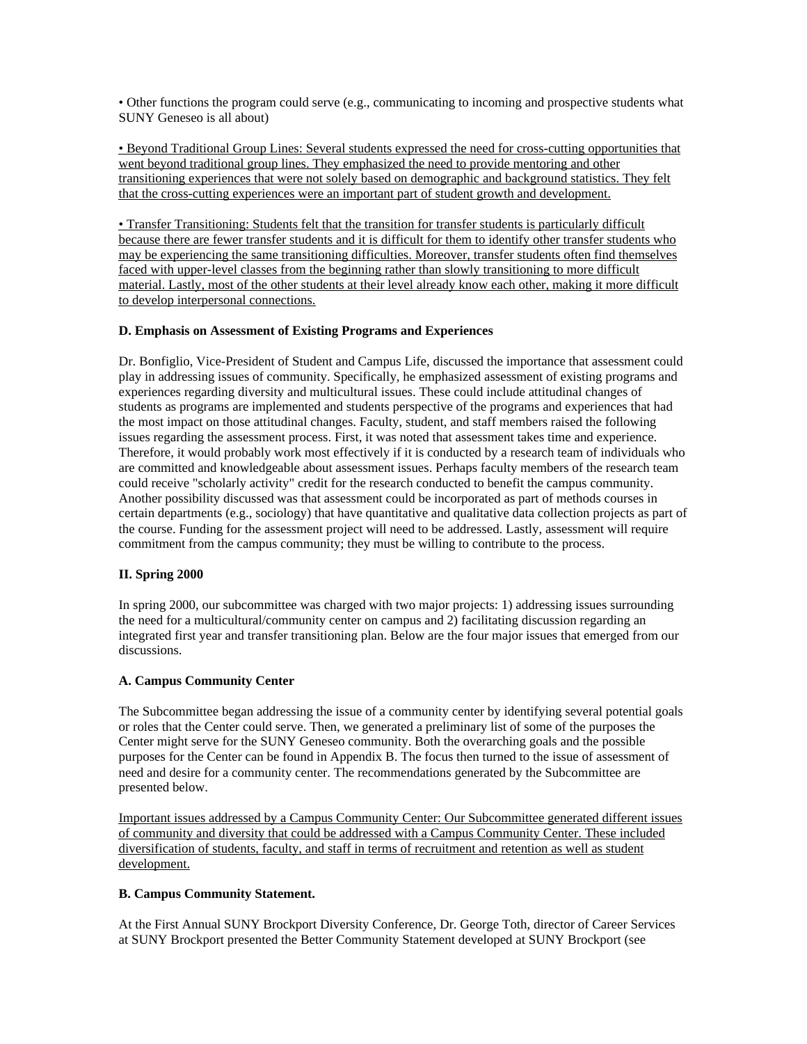• Other functions the program could serve (e.g., communicating to incoming and prospective students what SUNY Geneseo is all about)

<u>• Beyond Traditional Group Lines: Several students expressed the need for cross-cutting opportunities that went beyond traditional group lines. They emphasized the need to provide mentoring and other transitioning experiences that were not solely based on demographic and background statistics. They felt that the cross-cutting experiences were an important part of student growth and development.</u>

<u>• Transfer Transitioning: Students felt that the transition for transfer students is particularly difficult because there are fewer transfer students and it is difficult for them to identify other transfer students who may be experiencing the same transitioning difficulties. Moreover, transfer students often find themselves faced with upper-level classes from the beginning rather than slowly transitioning to more difficult material. Lastly, most of the other students at their level already know each other, making it more difficult to develop interpersonal connections.</u>

**D. Emphasis on Assessment of Existing Programs and Experiences**

Dr. Bonfiglio, Vice-President of Student and Campus Life, discussed the importance that assessment could play in addressing issues of community. Specifically, he emphasized assessment of existing programs and experiences regarding diversity and multicultural issues. These could include attitudinal changes of students as programs are implemented and students perspective of the programs and experiences that had the most impact on those attitudinal changes. Faculty, student, and staff members raised the following issues regarding the assessment process. First, it was noted that assessment takes time and experience. Therefore, it would probably work most effectively if it is conducted by a research team of individuals who are committed and knowledgeable about assessment issues. Perhaps faculty members of the research team could receive "scholarly activity" credit for the research conducted to benefit the campus community. Another possibility discussed was that assessment could be incorporated as part of methods courses in certain departments (e.g., sociology) that have quantitative and qualitative data collection projects as part of the course. Funding for the assessment project will need to be addressed. Lastly, assessment will require commitment from the campus community; they must be willing to contribute to the process.

**II. Spring 2000**

In spring 2000, our subcommittee was charged with two major projects: 1) addressing issues surrounding the need for a multicultural/community center on campus and 2) facilitating discussion regarding an integrated first year and transfer transitioning plan. Below are the four major issues that emerged from our discussions.

**A. Campus Community Center**

The Subcommittee began addressing the issue of a community center by identifying several potential goals or roles that the Center could serve. Then, we generated a preliminary list of some of the purposes the Center might serve for the SUNY Geneseo community. Both the overarching goals and the possible purposes for the Center can be found in Appendix B. The focus then turned to the issue of assessment of need and desire for a community center. The recommendations generated by the Subcommittee are presented below.

<u>Important issues addressed by a Campus Community Center: Our Subcommittee generated different issues of community and diversity that could be addressed with a Campus Community Center. These included diversification of students, faculty, and staff in terms of recruitment and retention as well as student development.</u>

**B. Campus Community Statement.**

At the First Annual SUNY Brockport Diversity Conference, Dr. George Toth, director of Career Services at SUNY Brockport presented the Better Community Statement developed at SUNY Brockport (see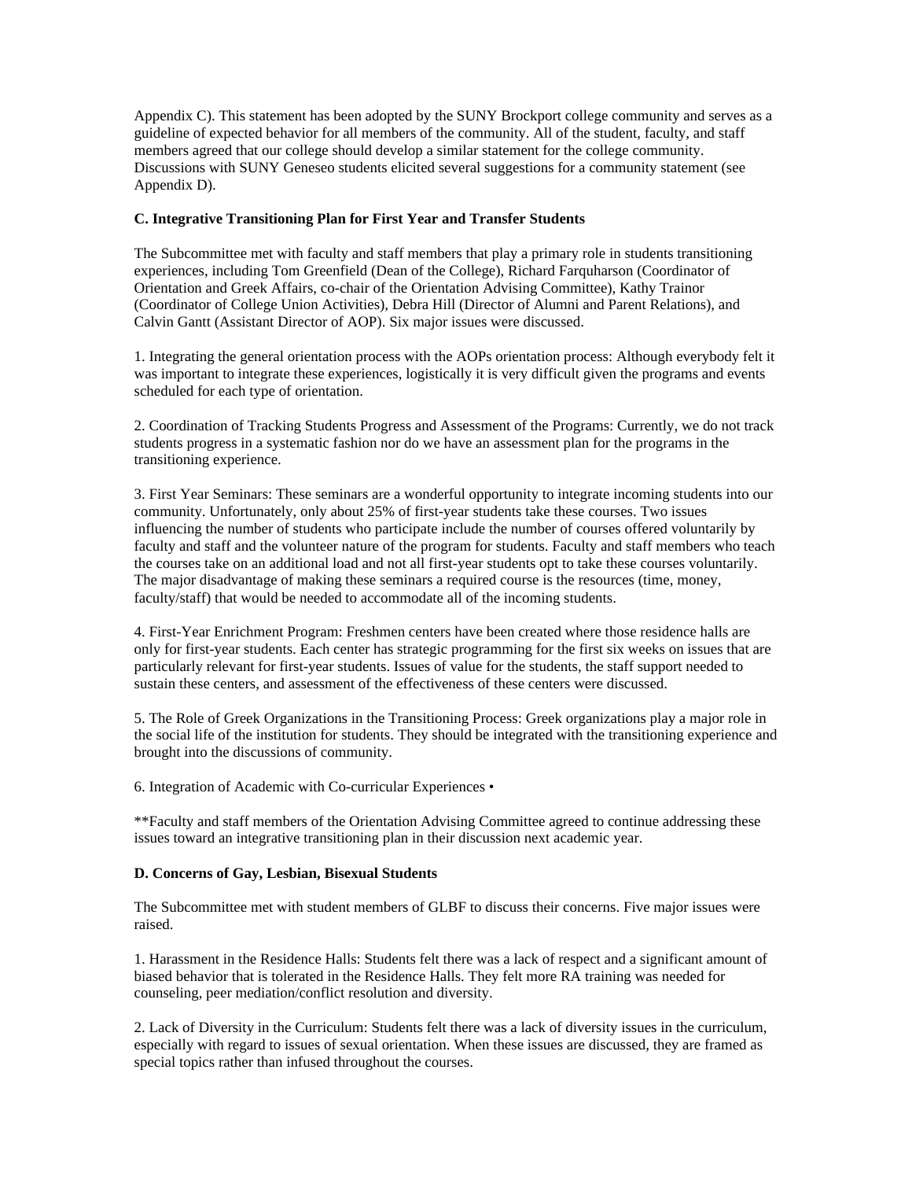Appendix C). This statement has been adopted by the SUNY Brockport college community and serves as a guideline of expected behavior for all members of the community. All of the student, faculty, and staff members agreed that our college should develop a similar statement for the college community. Discussions with SUNY Geneseo students elicited several suggestions for a community statement (see Appendix D).

**C. Integrative Transitioning Plan for First Year and Transfer Students**

The Subcommittee met with faculty and staff members that play a primary role in students transitioning experiences, including Tom Greenfield (Dean of the College), Richard Farquharson (Coordinator of Orientation and Greek Affairs, co-chair of the Orientation Advising Committee), Kathy Trainor (Coordinator of College Union Activities), Debra Hill (Director of Alumni and Parent Relations), and Calvin Gantt (Assistant Director of AOP). Six major issues were discussed.

1. Integrating the general orientation process with the AOPs orientation process: Although everybody felt it was important to integrate these experiences, logistically it is very difficult given the programs and events scheduled for each type of orientation.

2. Coordination of Tracking Students Progress and Assessment of the Programs: Currently, we do not track students progress in a systematic fashion nor do we have an assessment plan for the programs in the transitioning experience.

3. First Year Seminars: These seminars are a wonderful opportunity to integrate incoming students into our community. Unfortunately, only about 25% of first-year students take these courses. Two issues influencing the number of students who participate include the number of courses offered voluntarily by faculty and staff and the volunteer nature of the program for students. Faculty and staff members who teach the courses take on an additional load and not all first-year students opt to take these courses voluntarily. The major disadvantage of making these seminars a required course is the resources (time, money, faculty/staff) that would be needed to accommodate all of the incoming students.

4. First-Year Enrichment Program: Freshmen centers have been created where those residence halls are only for first-year students. Each center has strategic programming for the first six weeks on issues that are particularly relevant for first-year students. Issues of value for the students, the staff support needed to sustain these centers, and assessment of the effectiveness of these centers were discussed.

5. The Role of Greek Organizations in the Transitioning Process: Greek organizations play a major role in the social life of the institution for students. They should be integrated with the transitioning experience and brought into the discussions of community.

6. Integration of Academic with Co-curricular Experiences •

**Faculty and staff members of the Orientation Advising Committee agreed to continue addressing these issues toward an integrative transitioning plan in their discussion next academic year.

**D. Concerns of Gay, Lesbian, Bisexual Students**

The Subcommittee met with student members of GLBF to discuss their concerns. Five major issues were raised.

1. Harassment in the Residence Halls: Students felt there was a lack of respect and a significant amount of biased behavior that is tolerated in the Residence Halls. They felt more RA training was needed for counseling, peer mediation/conflict resolution and diversity.

2. Lack of Diversity in the Curriculum: Students felt there was a lack of diversity issues in the curriculum, especially with regard to issues of sexual orientation. When these issues are discussed, they are framed as special topics rather than infused throughout the courses.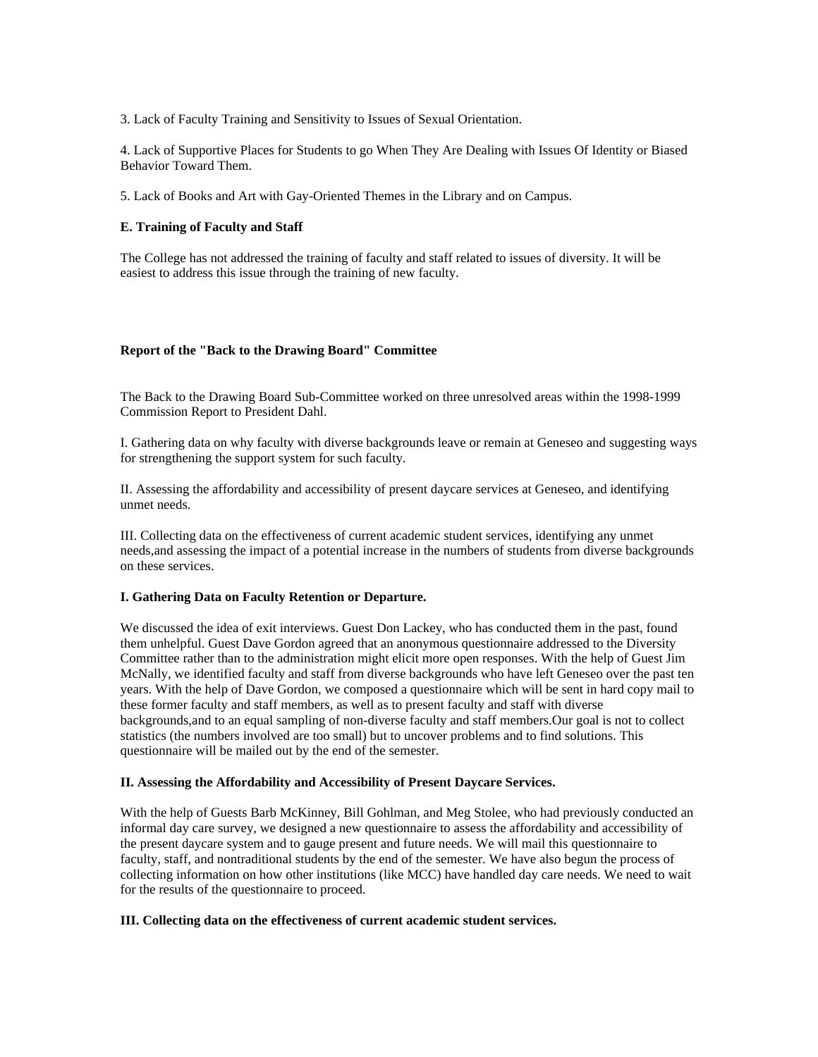3. Lack of Faculty Training and Sensitivity to Issues of Sexual Orientation.

4. Lack of Supportive Places for Students to go When They Are Dealing with Issues Of Identity or Biased Behavior Toward Them.

5. Lack of Books and Art with Gay-Oriented Themes in the Library and on Campus.

**E. Training of Faculty and Staff**

The College has not addressed the training of faculty and staff related to issues of diversity. It will be easiest to address this issue through the training of new faculty.

**Report of the "Back to the Drawing Board" Committee**

The Back to the Drawing Board Sub-Committee worked on three unresolved areas within the 1998-1999 Commission Report to President Dahl.

I. Gathering data on why faculty with diverse backgrounds leave or remain at Geneseo and suggesting ways for strengthening the support system for such faculty.

II. Assessing the affordability and accessibility of present daycare services at Geneseo, and identifying unmet needs.

III. Collecting data on the effectiveness of current academic student services, identifying any unmet needs,and assessing the impact of a potential increase in the numbers of students from diverse backgrounds on these services.

**I. Gathering Data on Faculty Retention or Departure.**

We discussed the idea of exit interviews. Guest Don Lackey, who has conducted them in the past, found them unhelpful. Guest Dave Gordon agreed that an anonymous questionnaire addressed to the Diversity Committee rather than to the administration might elicit more open responses. With the help of Guest Jim McNally, we identified faculty and staff from diverse backgrounds who have left Geneseo over the past ten years. With the help of Dave Gordon, we composed a questionnaire which will be sent in hard copy mail to these former faculty and staff members, as well as to present faculty and staff with diverse backgrounds,and to an equal sampling of non-diverse faculty and staff members.Our goal is not to collect statistics (the numbers involved are too small) but to uncover problems and to find solutions. This questionnaire will be mailed out by the end of the semester.

**II. Assessing the Affordability and Accessibility of Present Daycare Services.**

With the help of Guests Barb McKinney, Bill Gohlman, and Meg Stolee, who had previously conducted an informal day care survey, we designed a new questionnaire to assess the affordability and accessibility of the present daycare system and to gauge present and future needs. We will mail this questionnaire to faculty, staff, and nontraditional students by the end of the semester. We have also begun the process of collecting information on how other institutions (like MCC) have handled day care needs. We need to wait for the results of the questionnaire to proceed.

**III. Collecting data on the effectiveness of current academic student services.**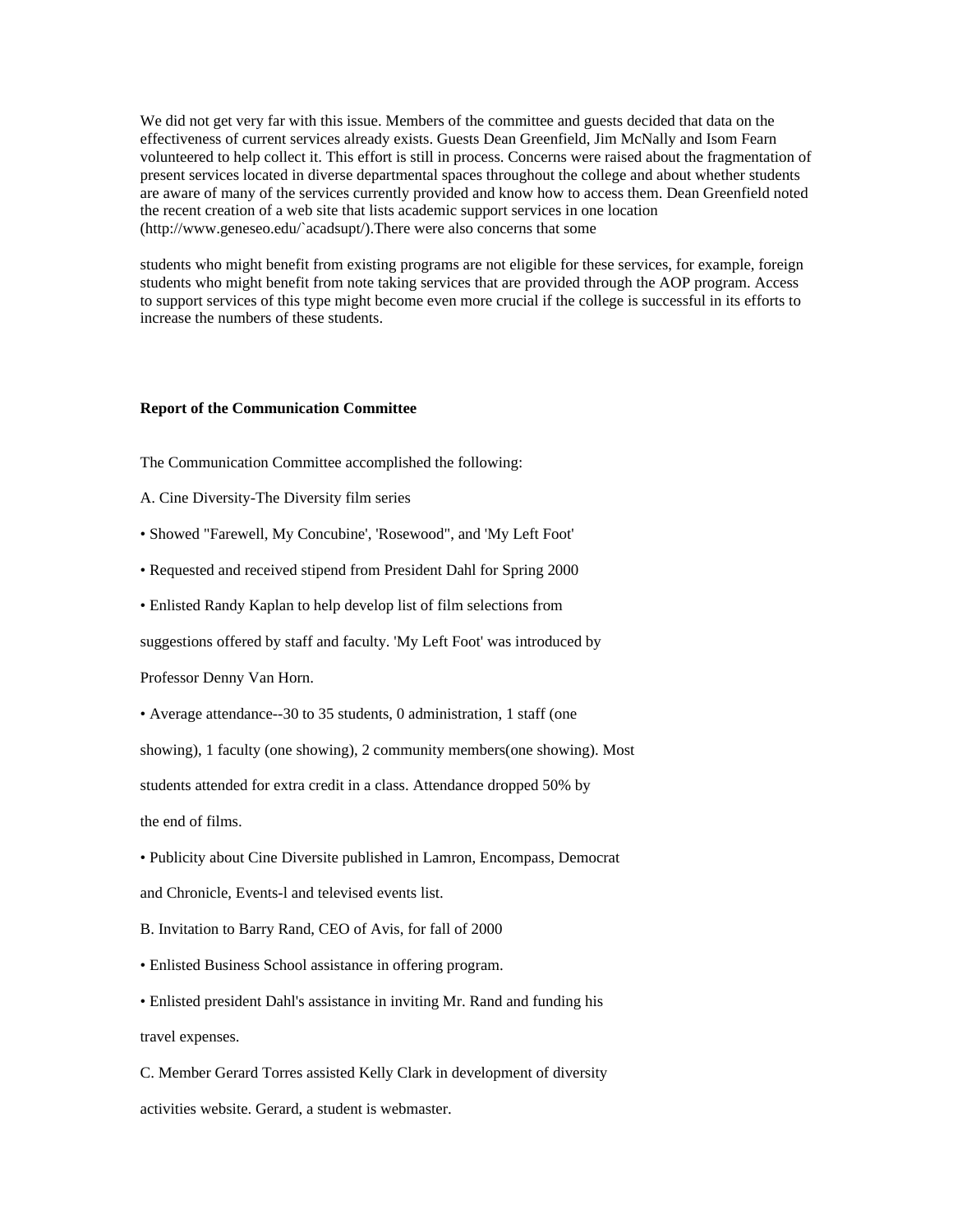We did not get very far with this issue. Members of the committee and guests decided that data on the effectiveness of current services already exists. Guests Dean Greenfield, Jim McNally and Isom Fearn volunteered to help collect it. This effort is still in process. Concerns were raised about the fragmentation of present services located in diverse departmental spaces throughout the college and about whether students are aware of many of the services currently provided and know how to access them. Dean Greenfield noted the recent creation of a web site that lists academic support services in one location (http://www.geneseo.edu/`acadsupt/).There were also concerns that some

students who might benefit from existing programs are not eligible for these services, for example, foreign students who might benefit from note taking services that are provided through the AOP program. Access to support services of this type might become even more crucial if the college is successful in its efforts to increase the numbers of these students.

**Report of the Communication Committee**

The Communication Committee accomplished the following:

A. Cine Diversity-The Diversity film series

• Showed "Farewell, My Concubine', 'Rosewood", and 'My Left Foot'

• Requested and received stipend from President Dahl for Spring 2000

• Enlisted Randy Kaplan to help develop list of film selections from suggestions offered by staff and faculty. 'My Left Foot' was introduced by Professor Denny Van Horn.

• Average attendance--30 to 35 students, 0 administration, 1 staff (one showing), 1 faculty (one showing), 2 community members(one showing). Most students attended for extra credit in a class. Attendance dropped 50% by the end of films.

• Publicity about Cine Diversite published in Lamron, Encompass, Democrat and Chronicle, Events-l and televised events list.

B. Invitation to Barry Rand, CEO of Avis, for fall of 2000

• Enlisted Business School assistance in offering program.

• Enlisted president Dahl's assistance in inviting Mr. Rand and funding his travel expenses.

C. Member Gerard Torres assisted Kelly Clark in development of diversity activities website. Gerard, a student is webmaster.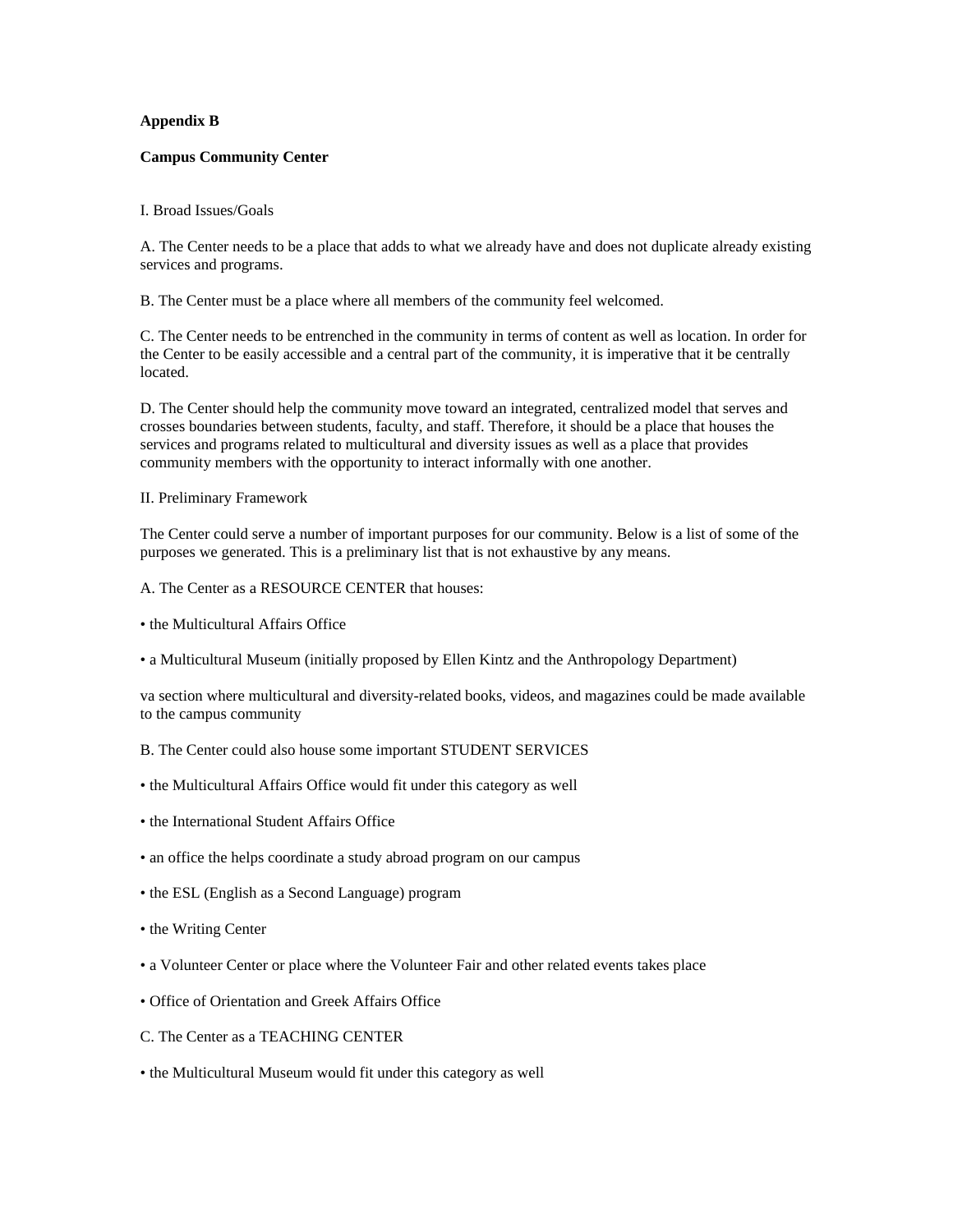**Appendix B**

**Campus Community Center**

I. Broad Issues/Goals

A. The Center needs to be a place that adds to what we already have and does not duplicate already existing services and programs.

B. The Center must be a place where all members of the community feel welcomed.

C. The Center needs to be entrenched in the community in terms of content as well as location. In order for the Center to be easily accessible and a central part of the community, it is imperative that it be centrally located.

D. The Center should help the community move toward an integrated, centralized model that serves and crosses boundaries between students, faculty, and staff. Therefore, it should be a place that houses the services and programs related to multicultural and diversity issues as well as a place that provides community members with the opportunity to interact informally with one another.

II. Preliminary Framework

The Center could serve a number of important purposes for our community. Below is a list of some of the purposes we generated. This is a preliminary list that is not exhaustive by any means.

A. The Center as a RESOURCE CENTER that houses:

• the Multicultural Affairs Office

• a Multicultural Museum (initially proposed by Ellen Kintz and the Anthropology Department)

va section where multicultural and diversity-related books, videos, and magazines could be made available to the campus community

B. The Center could also house some important STUDENT SERVICES

• the Multicultural Affairs Office would fit under this category as well

• the International Student Affairs Office

• an office the helps coordinate a study abroad program on our campus

• the ESL (English as a Second Language) program

• the Writing Center

• a Volunteer Center or place where the Volunteer Fair and other related events takes place

• Office of Orientation and Greek Affairs Office

C. The Center as a TEACHING CENTER

• the Multicultural Museum would fit under this category as well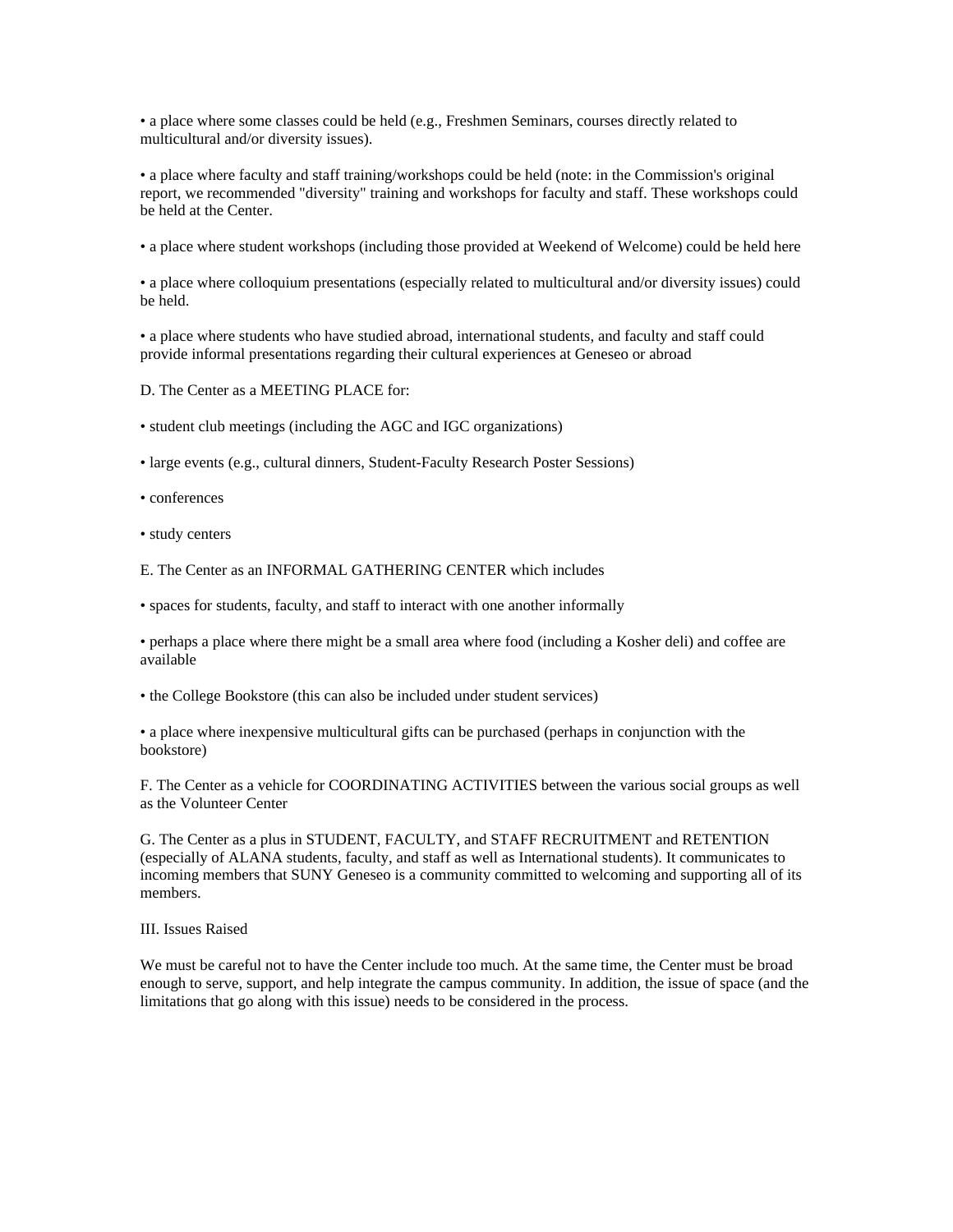- a place where some classes could be held (e.g., Freshmen Seminars, courses directly related to multicultural and/or diversity issues).

- a place where faculty and staff training/workshops could be held (note: in the Commission's original report, we recommended "diversity" training and workshops for faculty and staff. These workshops could be held at the Center.

- a place where student workshops (including those provided at Weekend of Welcome) could be held here

- a place where colloquium presentations (especially related to multicultural and/or diversity issues) could be held.

- a place where students who have studied abroad, international students, and faculty and staff could provide informal presentations regarding their cultural experiences at Geneseo or abroad

D. The Center as a MEETING PLACE for:

- student club meetings (including the AGC and IGC organizations)

- large events (e.g., cultural dinners, Student-Faculty Research Poster Sessions)

- conferences

- study centers

E. The Center as an INFORMAL GATHERING CENTER which includes

- spaces for students, faculty, and staff to interact with one another informally

- perhaps a place where there might be a small area where food (including a Kosher deli) and coffee are available

- the College Bookstore (this can also be included under student services)

- a place where inexpensive multicultural gifts can be purchased (perhaps in conjunction with the bookstore)

F. The Center as a vehicle for COORDINATING ACTIVITIES between the various social groups as well as the Volunteer Center

G. The Center as a plus in STUDENT, FACULTY, and STAFF RECRUITMENT and RETENTION (especially of ALANA students, faculty, and staff as well as International students). It communicates to incoming members that SUNY Geneseo is a community committed to welcoming and supporting all of its members.

III. Issues Raised

We must be careful not to have the Center include too much. At the same time, the Center must be broad enough to serve, support, and help integrate the campus community. In addition, the issue of space (and the limitations that go along with this issue) needs to be considered in the process.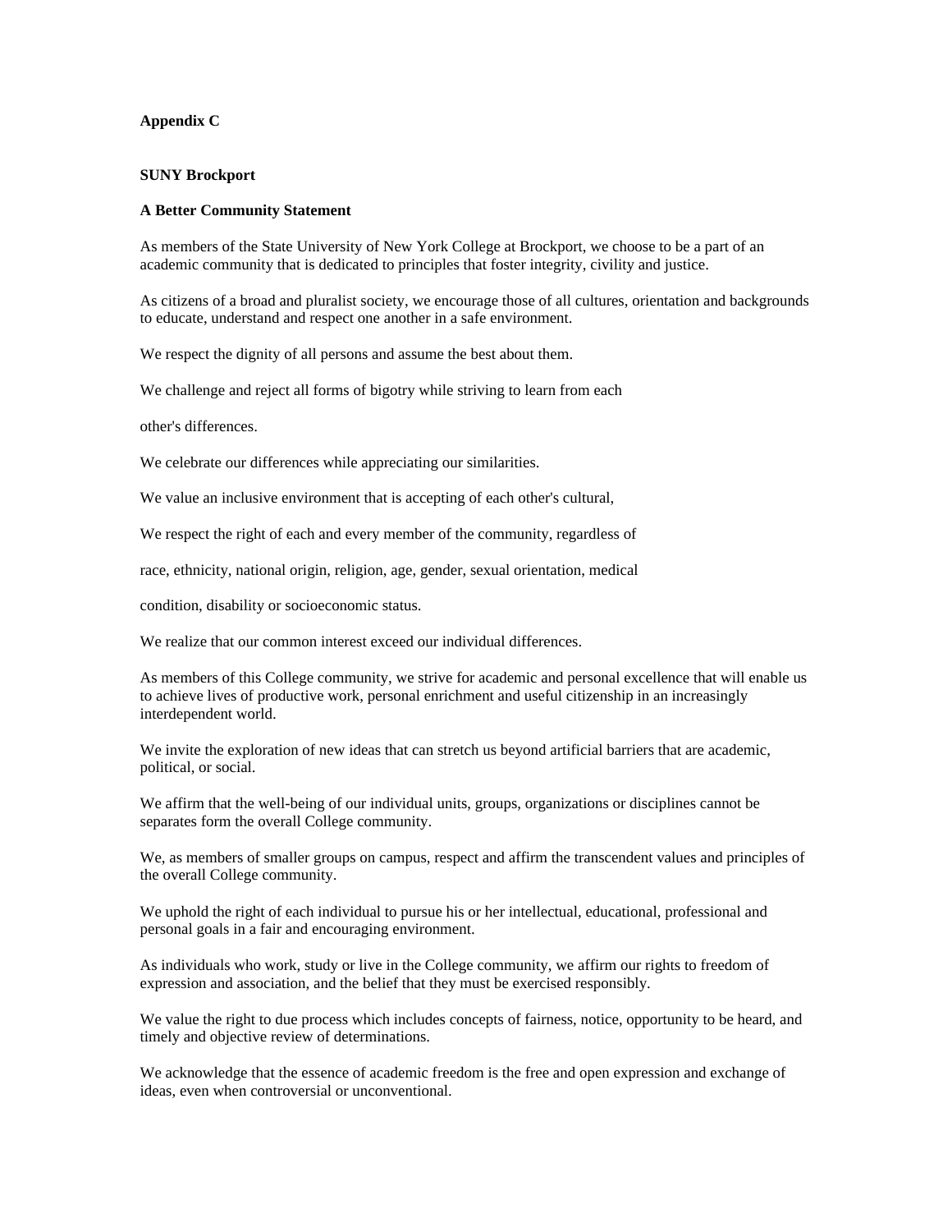**Appendix C**

**SUNY Brockport**

**A Better Community Statement**

As members of the State University of New York College at Brockport, we choose to be a part of an academic community that is dedicated to principles that foster integrity, civility and justice.

As citizens of a broad and pluralist society, we encourage those of all cultures, orientation and backgrounds to educate, understand and respect one another in a safe environment.

We respect the dignity of all persons and assume the best about them.

We challenge and reject all forms of bigotry while striving to learn from each

other's differences.

We celebrate our differences while appreciating our similarities.

We value an inclusive environment that is accepting of each other's cultural,

We respect the right of each and every member of the community, regardless of

race, ethnicity, national origin, religion, age, gender, sexual orientation, medical

condition, disability or socioeconomic status.

We realize that our common interest exceed our individual differences.

As members of this College community, we strive for academic and personal excellence that will enable us to achieve lives of productive work, personal enrichment and useful citizenship in an increasingly interdependent world.

We invite the exploration of new ideas that can stretch us beyond artificial barriers that are academic, political, or social.

We affirm that the well-being of our individual units, groups, organizations or disciplines cannot be separates form the overall College community.

We, as members of smaller groups on campus, respect and affirm the transcendent values and principles of the overall College community.

We uphold the right of each individual to pursue his or her intellectual, educational, professional and personal goals in a fair and encouraging environment.

As individuals who work, study or live in the College community, we affirm our rights to freedom of expression and association, and the belief that they must be exercised responsibly.

We value the right to due process which includes concepts of fairness, notice, opportunity to be heard, and timely and objective review of determinations.

We acknowledge that the essence of academic freedom is the free and open expression and exchange of ideas, even when controversial or unconventional.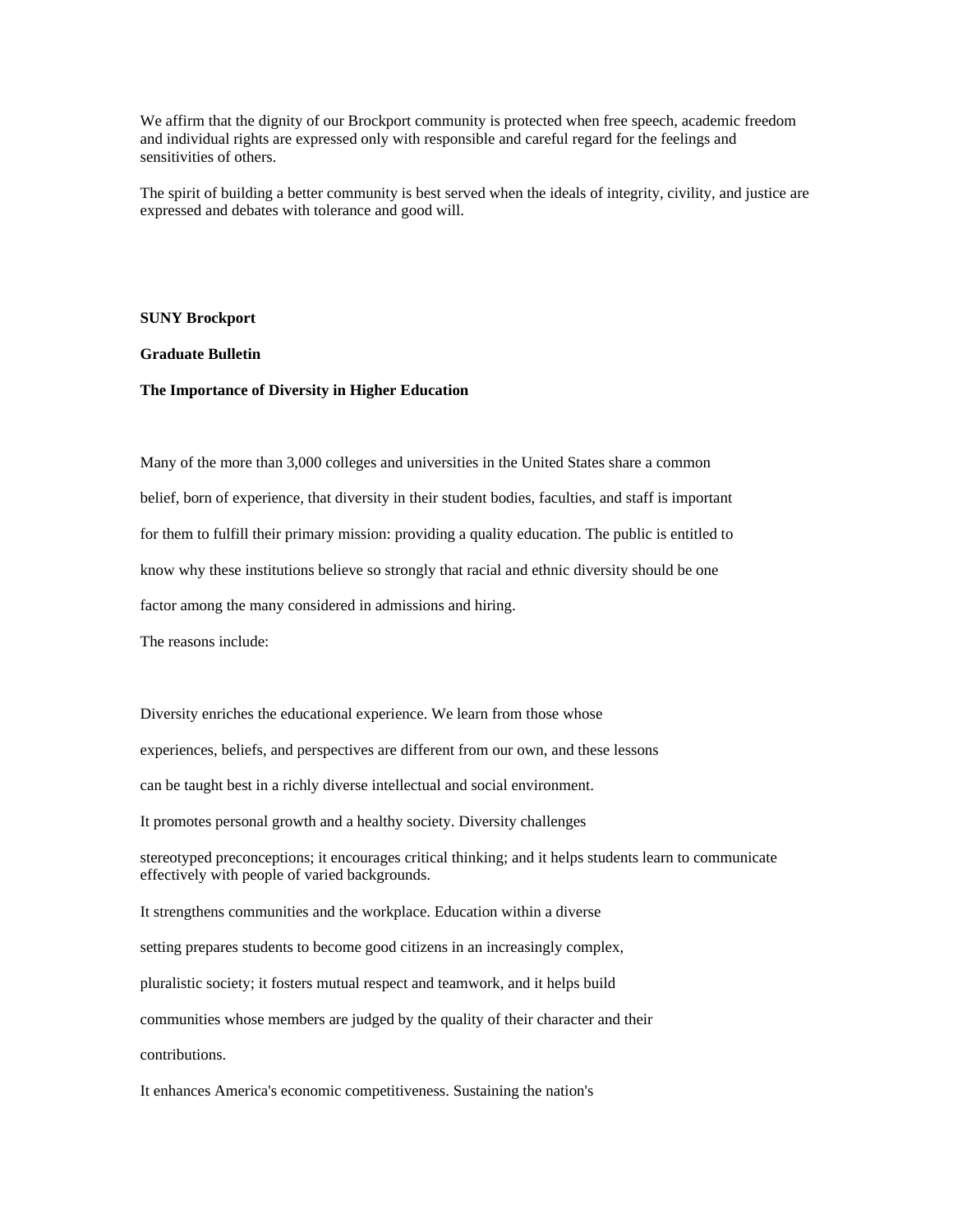We affirm that the dignity of our Brockport community is protected when free speech, academic freedom and individual rights are expressed only with responsible and careful regard for the feelings and sensitivities of others.

The spirit of building a better community is best served when the ideals of integrity, civility, and justice are expressed and debates with tolerance and good will.

**SUNY Brockport**

**Graduate Bulletin**

**The Importance of Diversity in Higher Education**

Many of the more than 3,000 colleges and universities in the United States share a common belief, born of experience, that diversity in their student bodies, faculties, and staff is important for them to fulfill their primary mission: providing a quality education. The public is entitled to know why these institutions believe so strongly that racial and ethnic diversity should be one factor among the many considered in admissions and hiring.

The reasons include:

Diversity enriches the educational experience. We learn from those whose experiences, beliefs, and perspectives are different from our own, and these lessons can be taught best in a richly diverse intellectual and social environment.

It promotes personal growth and a healthy society. Diversity challenges stereotyped preconceptions; it encourages critical thinking; and it helps students learn to communicate effectively with people of varied backgrounds.

It strengthens communities and the workplace. Education within a diverse setting prepares students to become good citizens in an increasingly complex, pluralistic society; it fosters mutual respect and teamwork, and it helps build communities whose members are judged by the quality of their character and their contributions.

It enhances America's economic competitiveness. Sustaining the nation's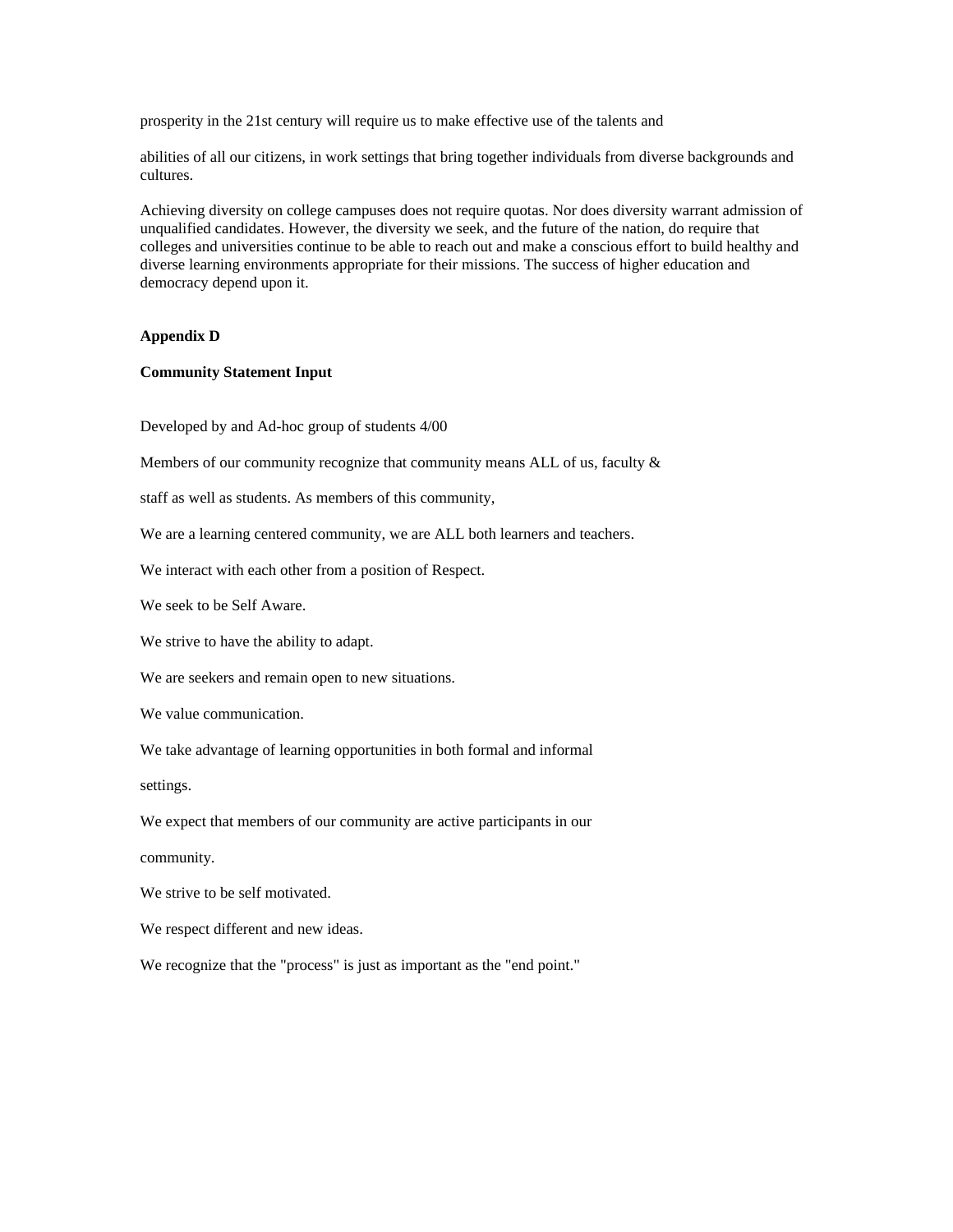prosperity in the 21st century will require us to make effective use of the talents and

abilities of all our citizens, in work settings that bring together individuals from diverse backgrounds and cultures.

Achieving diversity on college campuses does not require quotas. Nor does diversity warrant admission of unqualified candidates. However, the diversity we seek, and the future of the nation, do require that colleges and universities continue to be able to reach out and make a conscious effort to build healthy and diverse learning environments appropriate for their missions. The success of higher education and democracy depend upon it.

## Appendix D

### Community Statement Input

Developed by and Ad-hoc group of students 4/00

Members of our community recognize that community means ALL of us, faculty &

staff as well as students. As members of this community,

We are a learning centered community, we are ALL both learners and teachers.

We interact with each other from a position of Respect.

We seek to be Self Aware.

We strive to have the ability to adapt.

We are seekers and remain open to new situations.

We value communication.

We take advantage of learning opportunities in both formal and informal

settings.

We expect that members of our community are active participants in our

community.

We strive to be self motivated.

We respect different and new ideas.

We recognize that the "process" is just as important as the "end point."